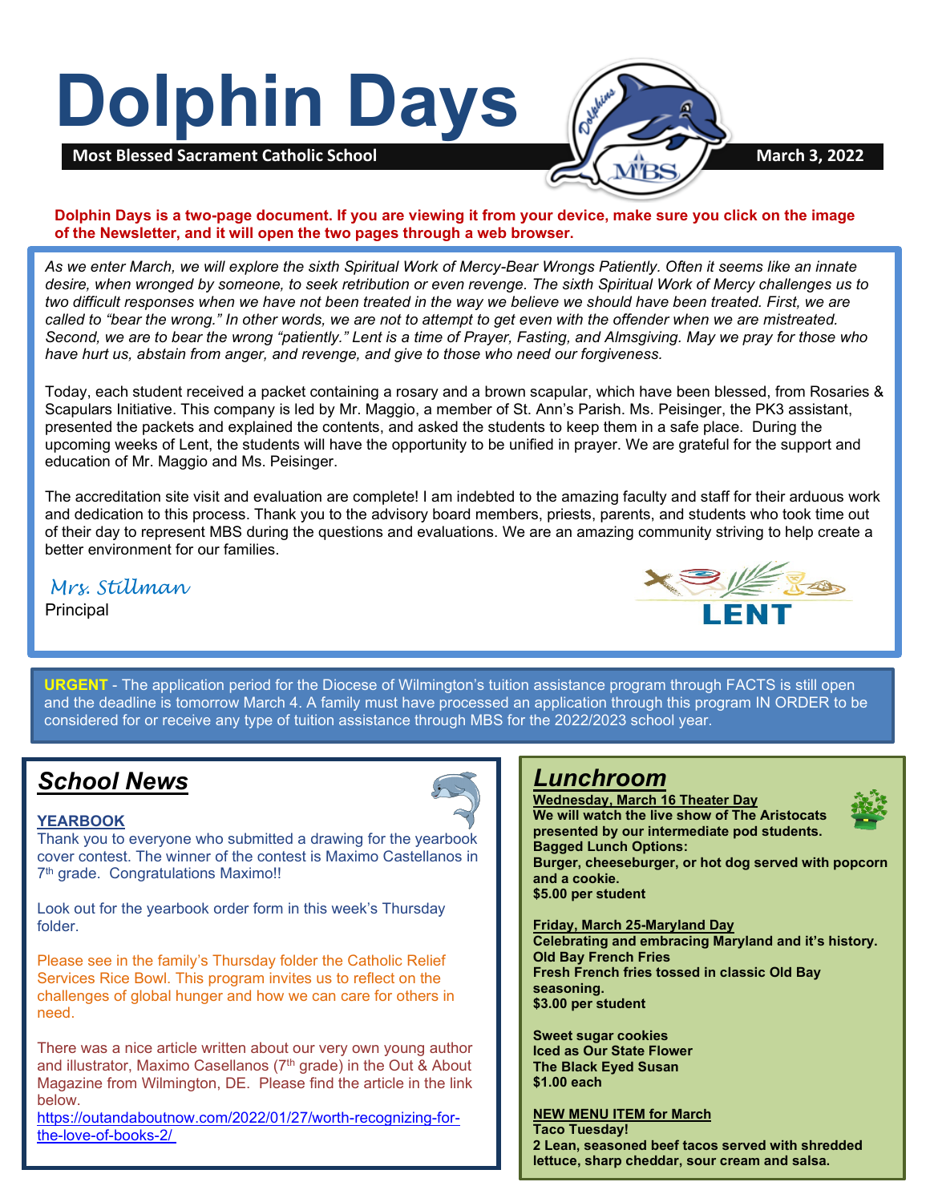# Dolphin Days

**Most Blessed Sacrament Catholic School** **March 3, 2022**

**Dolphin Days is a two-page document. If you are viewing it from your device, make sure you click on the image of the Newsletter, and it will open the two pages through a web browser.**

*As we enter March, we will explore the sixth Spiritual Work of Mercy-Bear Wrongs Patiently. Often it seems like an innate desire, when wronged by someone, to seek retribution or even revenge. The sixth Spiritual Work of Mercy challenges us to two difficult responses when we have not been treated in the way we believe we should have been treated. First, we are called to "bear the wrong." In other words, we are not to attempt to get even with the offender when we are mistreated. Second, we are to bear the wrong "patiently." Lent is a time of Prayer, Fasting, and Almsgiving. May we pray for those who have hurt us, abstain from anger, and revenge, and give to those who need our forgiveness.*

Today, each student received a packet containing a rosary and a brown scapular, which have been blessed, from Rosaries & Scapulars Initiative. This company is led by Mr. Maggio, a member of St. Ann's Parish. Ms. Peisinger, the PK3 assistant, presented the packets and explained the contents, and asked the students to keep them in a safe place. During the upcoming weeks of Lent, the students will have the opportunity to be unified in prayer. We are grateful for the support and education of Mr. Maggio and Ms. Peisinger.

The accreditation site visit and evaluation are complete! I am indebted to the amazing faculty and staff for their arduous work and dedication to this process. Thank you to the advisory board members, priests, parents, and students who took time out of their day to represent MBS during the questions and evaluations. We are an amazing community striving to help create a better environment for our families.

*Mrs. Stillman*
Principal

LENT

**URGENT** - The application period for the Diocese of Wilmington's tuition assistance program through FACTS is still open and the deadline is tomorrow March 4. A family must have processed an application through this program IN ORDER to be considered for or receive any type of tuition assistance through MBS for the 2022/2023 school year.

## *School News*

**YEARBOOK**

Thank you to everyone who submitted a drawing for the yearbook cover contest. The winner of the contest is Maximo Castellanos in 7th grade. Congratulations Maximo!!

Look out for the yearbook order form in this week's Thursday folder.

Please see in the family's Thursday folder the Catholic Relief Services Rice Bowl. This program invites us to reflect on the challenges of global hunger and how we can care for others in need.

There was a nice article written about our very own young author and illustrator, Maximo Casellanos (7th grade) in the Out & About Magazine from Wilmington, DE. Please find the article in the link below.
https://outandaboutnow.com/2022/01/27/worth-recognizing-for-the-love-of-books-2/

## *Lunchroom*

**Wednesday, March 16 Theater Day**
**We will watch the live show of The Aristocats presented by our intermediate pod students.**
**Bagged Lunch Options:**
**Burger, cheeseburger, or hot dog served with popcorn and a cookie.**
**$5.00 per student**

**Friday, March 25-Maryland Day**
**Celebrating and embracing Maryland and it's history.**
**Old Bay French Fries**
**Fresh French fries tossed in classic Old Bay seasoning.**
**$3.00 per student**

**Sweet sugar cookies**
**Iced as Our State Flower**
**The Black Eyed Susan**
**$1.00 each**

**NEW MENU ITEM for March**
**Taco Tuesday!**
**2 Lean, seasoned beef tacos served with shredded lettuce, sharp cheddar, sour cream and salsa.**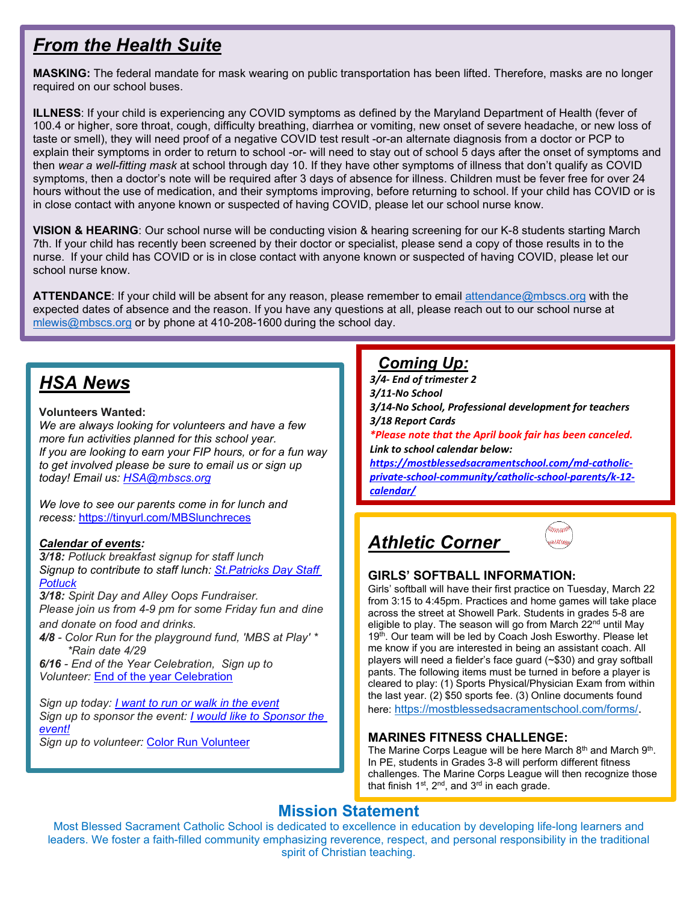## *From the Health Suite*

**MASKING:** The federal mandate for mask wearing on public transportation has been lifted. Therefore, masks are no longer required on our school buses.

**ILLNESS**: If your child is experiencing any COVID symptoms as defined by the Maryland Department of Health (fever of 100.4 or higher, sore throat, cough, difficulty breathing, diarrhea or vomiting, new onset of severe headache, or new loss of taste or smell), they will need proof of a negative COVID test result -or-an alternate diagnosis from a doctor or PCP to explain their symptoms in order to return to school -or- will need to stay out of school 5 days after the onset of symptoms and then *wear a well-fitting mask* at school through day 10. If they have other symptoms of illness that don't qualify as COVID symptoms, then a doctor's note will be required after 3 days of absence for illness. Children must be fever free for over 24 hours without the use of medication, and their symptoms improving, before returning to school. If your child has COVID or is in close contact with anyone known or suspected of having COVID, please let our school nurse know.

**VISION & HEARING**: Our school nurse will be conducting vision & hearing screening for our K-8 students starting March 7th. If your child has recently been screened by their doctor or specialist, please send a copy of those results in to the nurse. If your child has COVID or is in close contact with anyone known or suspected of having COVID, please let our school nurse know.

**ATTENDANCE**: If your child will be absent for any reason, please remember to email attendance@mbscs.org with the expected dates of absence and the reason. If you have any questions at all, please reach out to our school nurse at mlewis@mbscs.org or by phone at 410-208-1600 during the school day.

## *HSA News*

**Volunteers Wanted:**

*We are always looking for volunteers and have a few more fun activities planned for this school year. If you are looking to earn your FIP hours, or for a fun way to get involved please be sure to email us or sign up today! Email us: HSA@mbscs.org*

*We love to see our parents come in for lunch and recess:* https://tinyurl.com/MBSlunchreces

***Calendar of events:***

***3/18:*** *Potluck breakfast signup for staff lunch*
*Signup to contribute to staff lunch: St.Patricks Day Staff Potluck*

***3/18:*** *Spirit Day and Alley Oops Fundraiser. Please join us from 4-9 pm for some Friday fun and dine and donate on food and drinks.*

***4/8*** *- Color Run for the playground fund, 'MBS at Play' \* \*Rain date 4/29*

***6/16*** *- End of the Year Celebration, Sign up to Volunteer:* End of the year Celebration

*Sign up today: I want to run or walk in the event*
*Sign up to sponsor the event: I would like to Sponsor the event!*
*Sign up to volunteer:* Color Run Volunteer

## *Coming Up:*

***3/4- End of trimester 2***
***3/11-No School***
***3/14-No School, Professional development for teachers***
***3/18 Report Cards***
***\*Please note that the April book fair has been canceled.***
***Link to school calendar below:***
***https://mostblessedsacramentschool.com/md-catholic-private-school-community/catholic-school-parents/k-12-calendar/***

## *Athletic Corner*

### GIRLS' SOFTBALL INFORMATION:

Girls' softball will have their first practice on Tuesday, March 22 from 3:15 to 4:45pm. Practices and home games will take place across the street at Showell Park. Students in grades 5-8 are eligible to play. The season will go from March 22nd until May 19th. Our team will be led by Coach Josh Esworthy. Please let me know if you are interested in being an assistant coach. All players will need a fielder's face guard (~$30) and gray softball pants. The following items must be turned in before a player is cleared to play: (1) Sports Physical/Physician Exam from within the last year. (2) $50 sports fee. (3) Online documents found here: https://mostblessedsacramentschool.com/forms/.

### MARINES FITNESS CHALLENGE:

The Marine Corps League will be here March 8th and March 9th. In PE, students in Grades 3-8 will perform different fitness challenges. The Marine Corps League will then recognize those that finish 1st, 2nd, and 3rd in each grade.

## Mission Statement

Most Blessed Sacrament Catholic School is dedicated to excellence in education by developing life-long learners and leaders. We foster a faith-filled community emphasizing reverence, respect, and personal responsibility in the traditional spirit of Christian teaching.